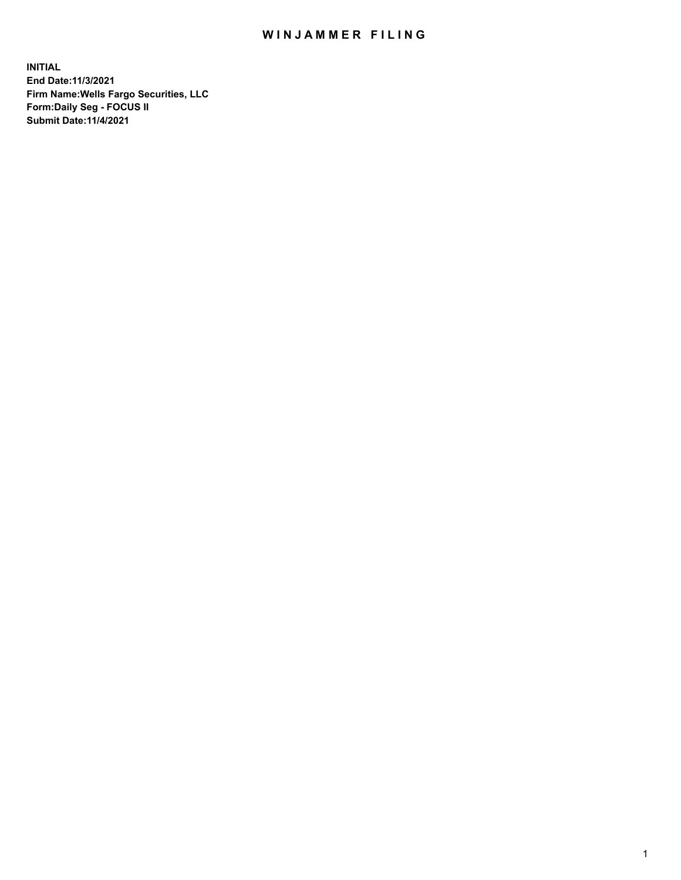# WINJAMMER FILING

**INITIAL**
**End Date:11/3/2021**
**Firm Name:Wells Fargo Securities, LLC**
**Form:Daily Seg - FOCUS II**
**Submit Date:11/4/2021**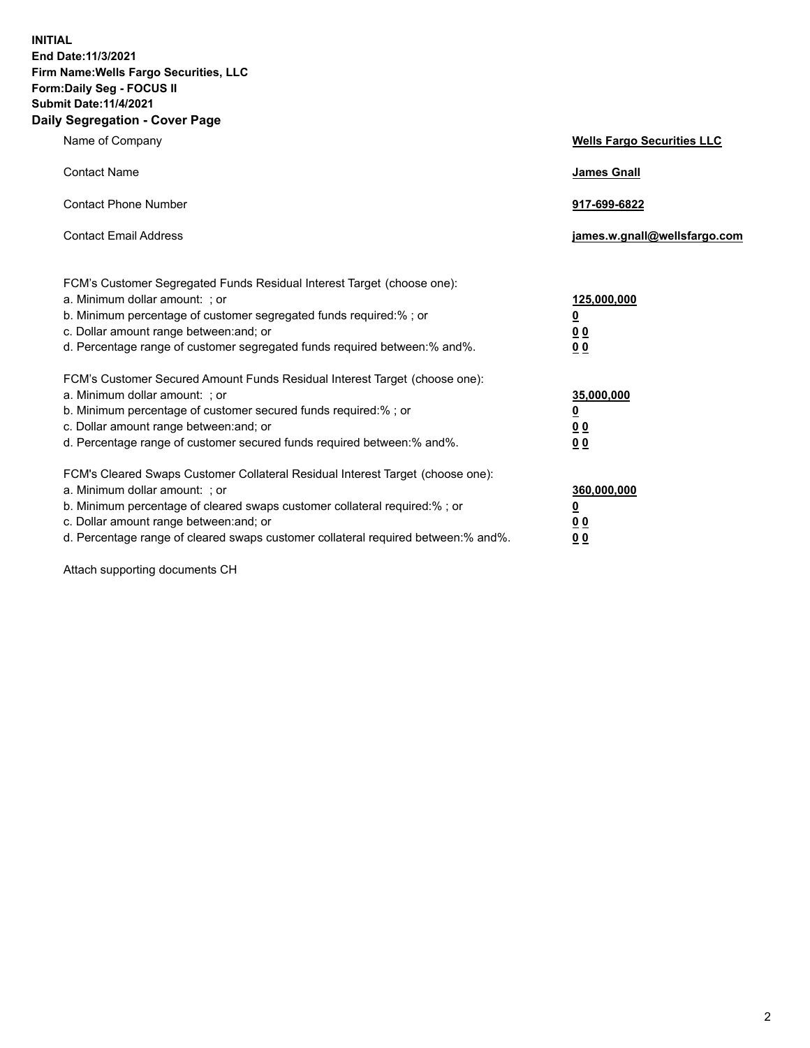**INITIAL**
**End Date:11/3/2021**
**Firm Name:Wells Fargo Securities, LLC**
**Form:Daily Seg - FOCUS II**
**Submit Date:11/4/2021**

## Daily Segregation - Cover Page

| | |
|---|---|
| Name of Company | **Wells Fargo Securities LLC** |
| Contact Name | **James Gnall** |
| Contact Phone Number | **917-699-6822** |
| Contact Email Address | **james.w.gnall@wellsfargo.com** |

| | |
|---|---|
| FCM's Customer Segregated Funds Residual Interest Target (choose one): | |
| a. Minimum dollar amount: ; or | **125,000,000** |
| b. Minimum percentage of customer segregated funds required:% ; or | **0** |
| c. Dollar amount range between:and; or | **0 0** |
| d. Percentage range of customer segregated funds required between:% and%. | **0 0** |
| FCM's Customer Secured Amount Funds Residual Interest Target (choose one): | |
| a. Minimum dollar amount: ; or | **35,000,000** |
| b. Minimum percentage of customer secured funds required:% ; or | **0** |
| c. Dollar amount range between:and; or | **0 0** |
| d. Percentage range of customer secured funds required between:% and%. | **0 0** |
| FCM's Cleared Swaps Customer Collateral Residual Interest Target (choose one): | |
| a. Minimum dollar amount: ; or | **360,000,000** |
| b. Minimum percentage of cleared swaps customer collateral required:% ; or | **0** |
| c. Dollar amount range between:and; or | **0 0** |
| d. Percentage range of cleared swaps customer collateral required between:% and%. | **0 0** |

Attach supporting documents CH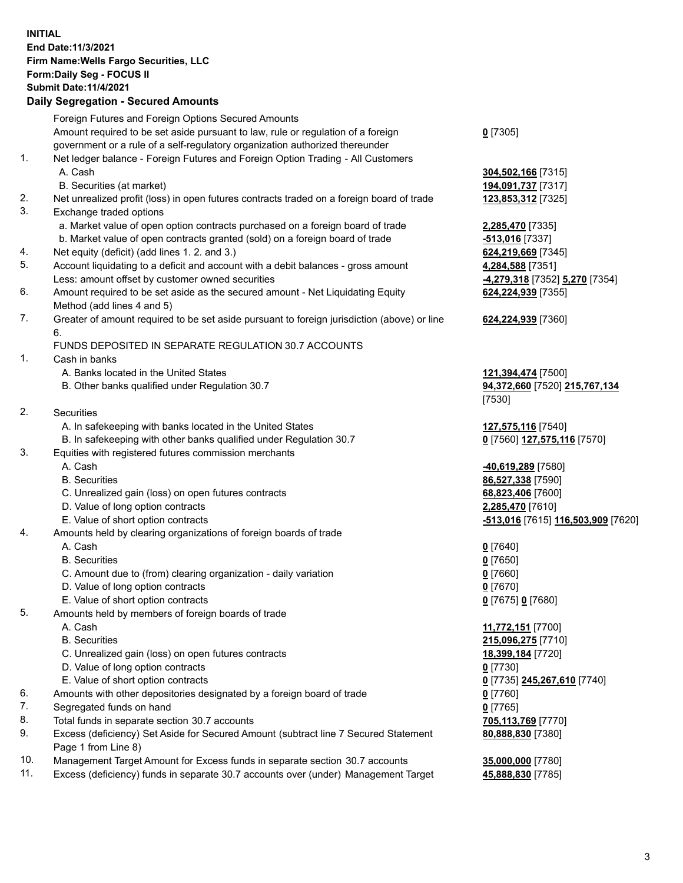**INITIAL**
**End Date:11/3/2021**
**Firm Name:Wells Fargo Securities, LLC**
**Form:Daily Seg - FOCUS II**
**Submit Date:11/4/2021**

## Daily Segregation - Secured Amounts

| | | |
|---|---|---|
| | Foreign Futures and Foreign Options Secured Amounts | |
| | Amount required to be set aside pursuant to law, rule or regulation of a foreign government or a rule of a self-regulatory organization authorized thereunder | **0** [7305] |
| 1. | Net ledger balance - Foreign Futures and Foreign Option Trading - All Customers | |
| | A. Cash | **304,502,166** [7315] |
| | B. Securities (at market) | **194,091,737** [7317] |
| 2. | Net unrealized profit (loss) in open futures contracts traded on a foreign board of trade | **123,853,312** [7325] |
| 3. | Exchange traded options | |
| | a. Market value of open option contracts purchased on a foreign board of trade | **2,285,470** [7335] |
| | b. Market value of open contracts granted (sold) on a foreign board of trade | **-513,016** [7337] |
| 4. | Net equity (deficit) (add lines 1. 2. and 3.) | **624,219,669** [7345] |
| 5. | Account liquidating to a deficit and account with a debit balances - gross amount | **4,284,588** [7351] |
| | Less: amount offset by customer owned securities | **-4,279,318** [7352] **5,270** [7354] |
| 6. | Amount required to be set aside as the secured amount - Net Liquidating Equity Method (add lines 4 and 5) | **624,224,939** [7355] |
| 7. | Greater of amount required to be set aside pursuant to foreign jurisdiction (above) or line 6. | **624,224,939** [7360] |
| | FUNDS DEPOSITED IN SEPARATE REGULATION 30.7 ACCOUNTS | |
| 1. | Cash in banks | |
| | A. Banks located in the United States | **121,394,474** [7500] |
| | B. Other banks qualified under Regulation 30.7 | **94,372,660** [7520] **215,767,134** [7530] |
| 2. | Securities | |
| | A. In safekeeping with banks located in the United States | **127,575,116** [7540] |
| | B. In safekeeping with other banks qualified under Regulation 30.7 | **0** [7560] **127,575,116** [7570] |
| 3. | Equities with registered futures commission merchants | |
| | A. Cash | **-40,619,289** [7580] |
| | B. Securities | **86,527,338** [7590] |
| | C. Unrealized gain (loss) on open futures contracts | **68,823,406** [7600] |
| | D. Value of long option contracts | **2,285,470** [7610] |
| | E. Value of short option contracts | **-513,016** [7615] **116,503,909** [7620] |
| 4. | Amounts held by clearing organizations of foreign boards of trade | |
| | A. Cash | **0** [7640] |
| | B. Securities | **0** [7650] |
| | C. Amount due to (from) clearing organization - daily variation | **0** [7660] |
| | D. Value of long option contracts | **0** [7670] |
| | E. Value of short option contracts | **0** [7675] **0** [7680] |
| 5. | Amounts held by members of foreign boards of trade | |
| | A. Cash | **11,772,151** [7700] |
| | B. Securities | **215,096,275** [7710] |
| | C. Unrealized gain (loss) on open futures contracts | **18,399,184** [7720] |
| | D. Value of long option contracts | **0** [7730] |
| | E. Value of short option contracts | **0** [7735] **245,267,610** [7740] |
| 6. | Amounts with other depositories designated by a foreign board of trade | **0** [7760] |
| 7. | Segregated funds on hand | **0** [7765] |
| 8. | Total funds in separate section 30.7 accounts | **705,113,769** [7770] |
| 9. | Excess (deficiency) Set Aside for Secured Amount (subtract line 7 Secured Statement Page 1 from Line 8) | **80,888,830** [7380] |
| 10. | Management Target Amount for Excess funds in separate section 30.7 accounts | **35,000,000** [7780] |
| 11. | Excess (deficiency) funds in separate 30.7 accounts over (under) Management Target | **45,888,830** [7785] |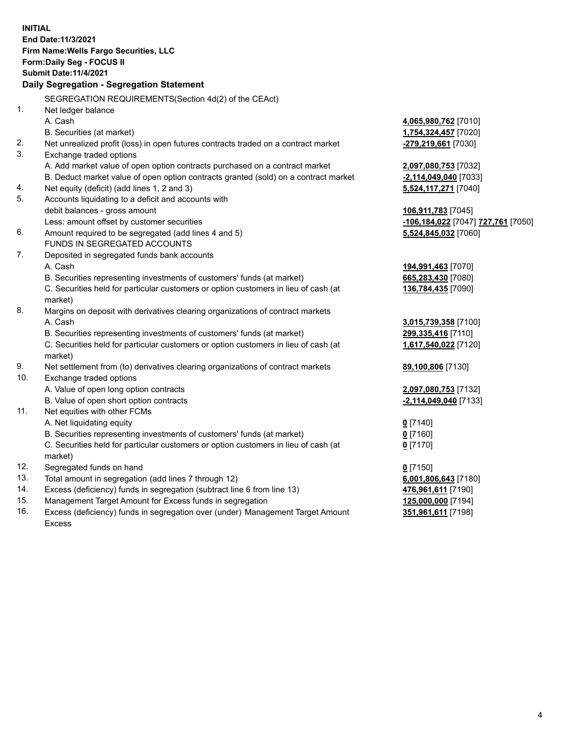**INITIAL**
**End Date:11/3/2021**
**Firm Name:Wells Fargo Securities, LLC**
**Form:Daily Seg - FOCUS II**
**Submit Date:11/4/2021**

## Daily Segregation - Segregation Statement

SEGREGATION REQUIREMENTS(Section 4d(2) of the CEAct)

| | | |
|---|---|---|
| 1. | Net ledger balance | |
| | A. Cash | **4,065,980,762** [7010] |
| | B. Securities (at market) | **1,754,324,457** [7020] |
| 2. | Net unrealized profit (loss) in open futures contracts traded on a contract market | **-279,219,661** [7030] |
| 3. | Exchange traded options | |
| | A. Add market value of open option contracts purchased on a contract market | **2,097,080,753** [7032] |
| | B. Deduct market value of open option contracts granted (sold) on a contract market | **-2,114,049,040** [7033] |
| 4. | Net equity (deficit) (add lines 1, 2 and 3) | **5,524,117,271** [7040] |
| 5. | Accounts liquidating to a deficit and accounts with | |
| | debit balances - gross amount | **106,911,783** [7045] |
| | Less: amount offset by customer securities | **-106,184,022** [7047] **727,761** [7050] |
| 6. | Amount required to be segregated (add lines 4 and 5) | **5,524,845,032** [7060] |
| | FUNDS IN SEGREGATED ACCOUNTS | |
| 7. | Deposited in segregated funds bank accounts | |
| | A. Cash | **194,991,463** [7070] |
| | B. Securities representing investments of customers' funds (at market) | **665,283,430** [7080] |
| | C. Securities held for particular customers or option customers in lieu of cash (at market) | **136,784,435** [7090] |
| 8. | Margins on deposit with derivatives clearing organizations of contract markets | |
| | A. Cash | **3,015,739,358** [7100] |
| | B. Securities representing investments of customers' funds (at market) | **299,335,416** [7110] |
| | C. Securities held for particular customers or option customers in lieu of cash (at market) | **1,617,540,022** [7120] |
| 9. | Net settlement from (to) derivatives clearing organizations of contract markets | **89,100,806** [7130] |
| 10. | Exchange traded options | |
| | A. Value of open long option contracts | **2,097,080,753** [7132] |
| | B. Value of open short option contracts | **-2,114,049,040** [7133] |
| 11. | Net equities with other FCMs | |
| | A. Net liquidating equity | **0** [7140] |
| | B. Securities representing investments of customers' funds (at market) | **0** [7160] |
| | C. Securities held for particular customers or option customers in lieu of cash (at market) | **0** [7170] |
| 12. | Segregated funds on hand | **0** [7150] |
| 13. | Total amount in segregation (add lines 7 through 12) | **6,001,806,643** [7180] |
| 14. | Excess (deficiency) funds in segregation (subtract line 6 from line 13) | **476,961,611** [7190] |
| 15. | Management Target Amount for Excess funds in segregation | **125,000,000** [7194] |
| 16. | Excess (deficiency) funds in segregation over (under) Management Target Amount Excess | **351,961,611** [7198] |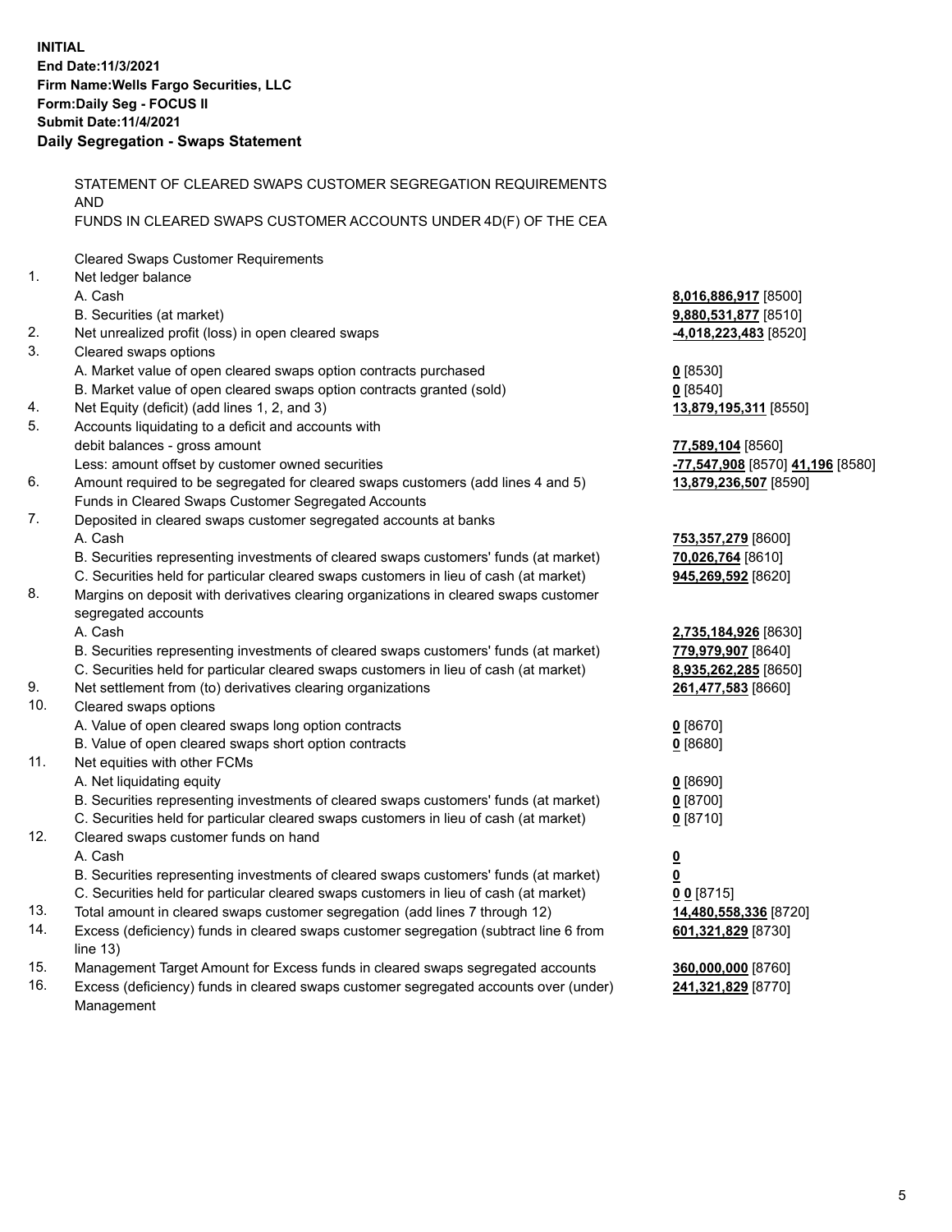**INITIAL**
**End Date:11/3/2021**
**Firm Name:Wells Fargo Securities, LLC**
**Form:Daily Seg - FOCUS II**
**Submit Date:11/4/2021**
**Daily Segregation - Swaps Statement**

STATEMENT OF CLEARED SWAPS CUSTOMER SEGREGATION REQUIREMENTS AND FUNDS IN CLEARED SWAPS CUSTOMER ACCOUNTS UNDER 4D(F) OF THE CEA

| | | |
|---|---|---|
| | Cleared Swaps Customer Requirements | |
| 1. | Net ledger balance | |
| | A. Cash | 8,016,886,917 [8500] |
| | B. Securities (at market) | 9,880,531,877 [8510] |
| 2. | Net unrealized profit (loss) in open cleared swaps | -4,018,223,483 [8520] |
| 3. | Cleared swaps options | |
| | A. Market value of open cleared swaps option contracts purchased | 0 [8530] |
| | B. Market value of open cleared swaps option contracts granted (sold) | 0 [8540] |
| 4. | Net Equity (deficit) (add lines 1, 2, and 3) | 13,879,195,311 [8550] |
| 5. | Accounts liquidating to a deficit and accounts with debit balances - gross amount | 77,589,104 [8560] |
| | Less: amount offset by customer owned securities | -77,547,908 [8570] 41,196 [8580] |
| 6. | Amount required to be segregated for cleared swaps customers (add lines 4 and 5) | 13,879,236,507 [8590] |
| | Funds in Cleared Swaps Customer Segregated Accounts | |
| 7. | Deposited in cleared swaps customer segregated accounts at banks | |
| | A. Cash | 753,357,279 [8600] |
| | B. Securities representing investments of cleared swaps customers' funds (at market) | 70,026,764 [8610] |
| | C. Securities held for particular cleared swaps customers in lieu of cash (at market) | 945,269,592 [8620] |
| 8. | Margins on deposit with derivatives clearing organizations in cleared swaps customer segregated accounts | |
| | A. Cash | 2,735,184,926 [8630] |
| | B. Securities representing investments of cleared swaps customers' funds (at market) | 779,979,907 [8640] |
| | C. Securities held for particular cleared swaps customers in lieu of cash (at market) | 8,935,262,285 [8650] |
| 9. | Net settlement from (to) derivatives clearing organizations | 261,477,583 [8660] |
| 10. | Cleared swaps options | |
| | A. Value of open cleared swaps long option contracts | 0 [8670] |
| | B. Value of open cleared swaps short option contracts | 0 [8680] |
| 11. | Net equities with other FCMs | |
| | A. Net liquidating equity | 0 [8690] |
| | B. Securities representing investments of cleared swaps customers' funds (at market) | 0 [8700] |
| | C. Securities held for particular cleared swaps customers in lieu of cash (at market) | 0 [8710] |
| 12. | Cleared swaps customer funds on hand | |
| | A. Cash | 0 |
| | B. Securities representing investments of cleared swaps customers' funds (at market) | 0 |
| | C. Securities held for particular cleared swaps customers in lieu of cash (at market) | 0 0 [8715] |
| 13. | Total amount in cleared swaps customer segregation (add lines 7 through 12) | 14,480,558,336 [8720] |
| 14. | Excess (deficiency) funds in cleared swaps customer segregation (subtract line 6 from line 13) | 601,321,829 [8730] |
| 15. | Management Target Amount for Excess funds in cleared swaps segregated accounts | 360,000,000 [8760] |
| 16. | Excess (deficiency) funds in cleared swaps customer segregated accounts over (under) Management | 241,321,829 [8770] |